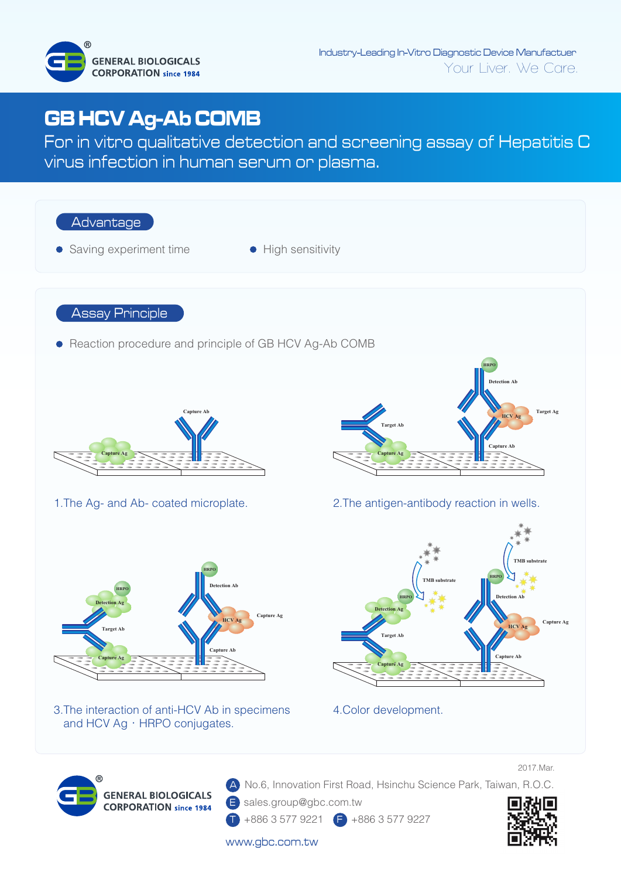GENERAL BIOLOGICALS CORPORATION since 1984

Industry-Leading In-Vitro Diagnostic Device Manufactuer

Your Liver. We Care.

# GB HCV Ag-Ab COMB

For in vitro qualitative detection and screening assay of Hepatitis C virus infection in human serum or plasma.

## Advantage

- Saving experiment time
- High sensitivity

## Assay Principle

- Reaction procedure and principle of GB HCV Ag-Ab COMB

1.The Ag- and Ab- coated microplate.

2.The antigen-antibody reaction in wells.

3.The interaction of anti-HCV Ab in specimens and HCV Ag · HRPO conjugates.

4.Color development.

2017.Mar.

GENERAL BIOLOGICALS CORPORATION since 1984

A No.6, Innovation First Road, Hsinchu Science Park, Taiwan, R.O.C.

E sales.group@gbc.com.tw

T +886 3 577 9221 F +886 3 577 9227

www.gbc.com.tw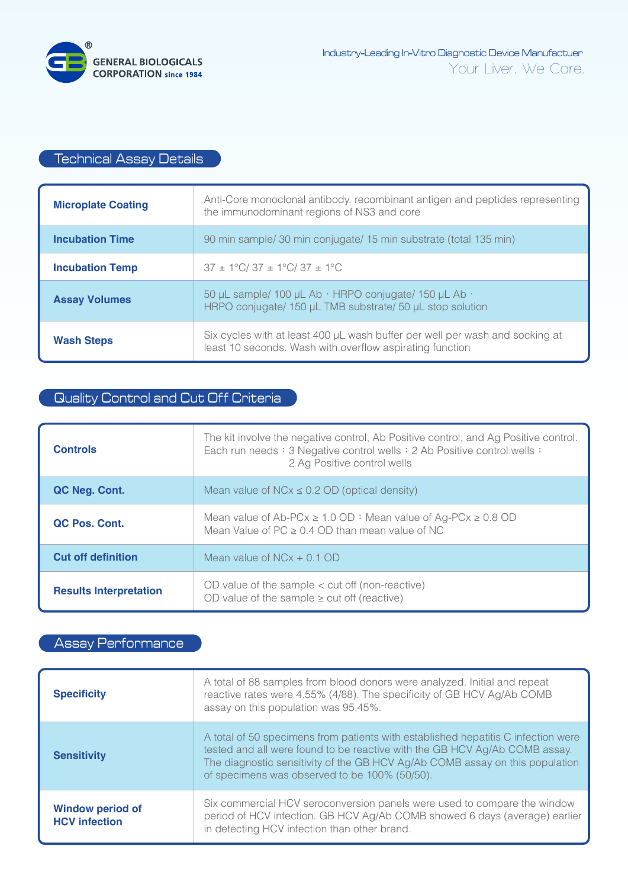GENERAL BIOLOGICALS CORPORATION since 1984

Industry-Leading In-Vitro Diagnostic Device Manufactuer
Your Liver. We Care.

## Technical Assay Details

| | |
|---|---|
| **Microplate Coating** | Anti-Core monoclonal antibody, recombinant antigen and peptides representing the immunodominant regions of NS3 and core |
| **Incubation Time** | 90 min sample/ 30 min conjugate/ 15 min substrate (total 135 min) |
| **Incubation Temp** | 37 ± 1°C/ 37 ± 1°C/ 37 ± 1°C |
| **Assay Volumes** | 50 µL sample/ 100 µL Ab · HRPO conjugate/ 150 µL Ab · HRPO conjugate/ 150 µL TMB substrate/ 50 µL stop solution |
| **Wash Steps** | Six cycles with at least 400 µL wash buffer per well per wash and socking at least 10 seconds. Wash with overflow aspirating function |

## Quality Control and Cut Off Criteria

| | |
|---|---|
| **Controls** | The kit involve the negative control, Ab Positive control, and Ag Positive control. Each run needs：3 Negative control wells；2 Ab Positive control wells；2 Ag Positive control wells |
| **QC Neg. Cont.** | Mean value of NCx ≤ 0.2 OD (optical density) |
| **QC Pos. Cont.** | Mean value of Ab-PCx ≥ 1.0 OD；Mean value of Ag-PCx ≥ 0.8 OD<br>Mean Value of PC ≥ 0.4 OD than mean value of NC |
| **Cut off definition** | Mean value of NCx + 0.1 OD |
| **Results Interpretation** | OD value of the sample < cut off (non-reactive)<br>OD value of the sample ≥ cut off (reactive) |

## Assay Performance

| | |
|---|---|
| **Specificity** | A total of 88 samples from blood donors were analyzed. Initial and repeat reactive rates were 4.55% (4/88). The specificity of GB HCV Ag/Ab COMB assay on this population was 95.45%. |
| **Sensitivity** | A total of 50 specimens from patients with established hepatitis C infection were tested and all were found to be reactive with the GB HCV Ag/Ab COMB assay. The diagnostic sensitivity of the GB HCV Ag/Ab COMB assay on this population of specimens was observed to be 100% (50/50). |
| **Window period of HCV infection** | Six commercial HCV seroconversion panels were used to compare the window period of HCV infection. GB HCV Ag/Ab COMB showed 6 days (average) earlier in detecting HCV infection than other brand. |